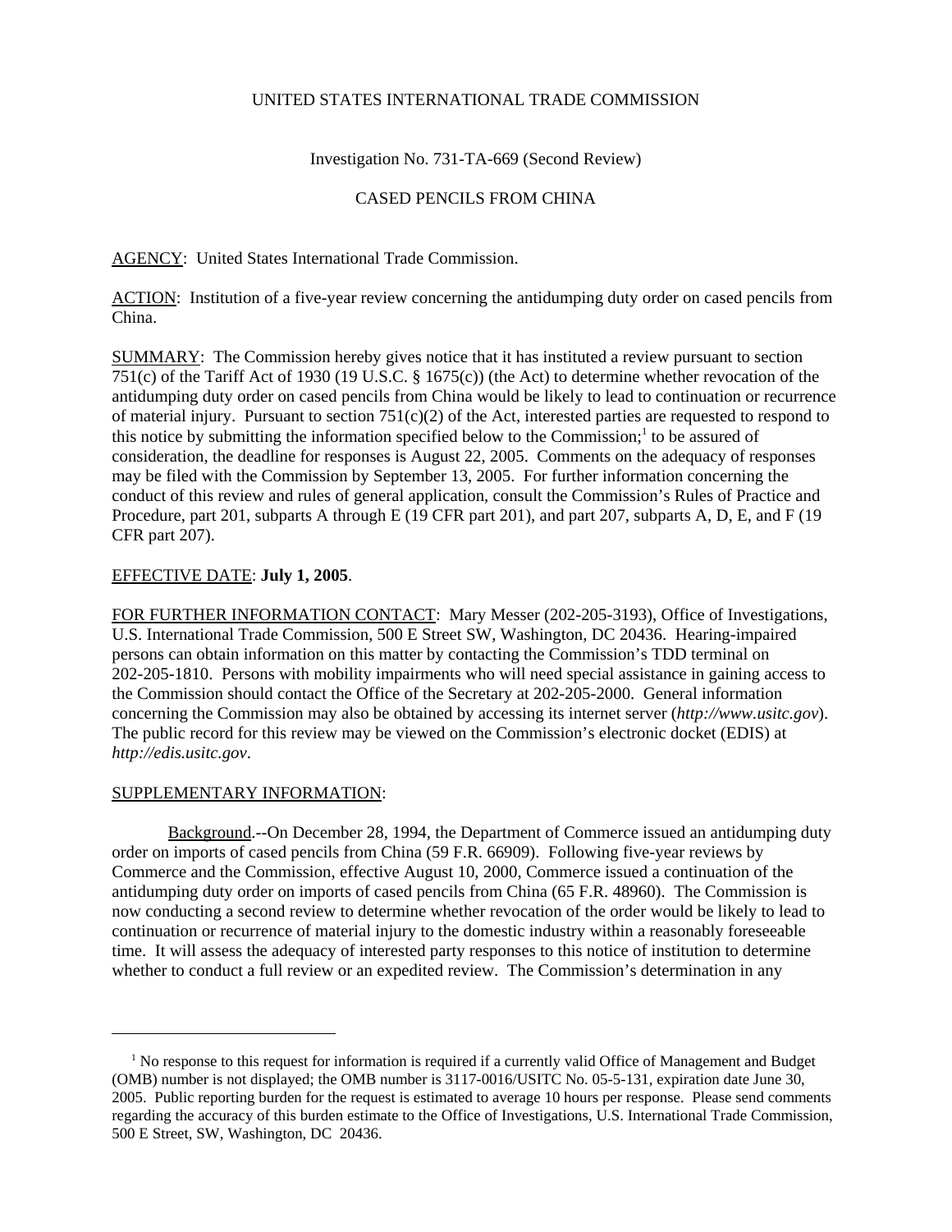UNITED STATES INTERNATIONAL TRADE COMMISSION

Investigation No. 731-TA-669 (Second Review)

CASED PENCILS FROM CHINA

AGENCY: United States International Trade Commission.

ACTION: Institution of a five-year review concerning the antidumping duty order on cased pencils from China.

SUMMARY: The Commission hereby gives notice that it has instituted a review pursuant to section 751(c) of the Tariff Act of 1930 (19 U.S.C. § 1675(c)) (the Act) to determine whether revocation of the antidumping duty order on cased pencils from China would be likely to lead to continuation or recurrence of material injury. Pursuant to section 751(c)(2) of the Act, interested parties are requested to respond to this notice by submitting the information specified below to the Commission;[1] to be assured of consideration, the deadline for responses is August 22, 2005. Comments on the adequacy of responses may be filed with the Commission by September 13, 2005. For further information concerning the conduct of this review and rules of general application, consult the Commission's Rules of Practice and Procedure, part 201, subparts A through E (19 CFR part 201), and part 207, subparts A, D, E, and F (19 CFR part 207).

EFFECTIVE DATE: **July 1, 2005**.

FOR FURTHER INFORMATION CONTACT: Mary Messer (202-205-3193), Office of Investigations, U.S. International Trade Commission, 500 E Street SW, Washington, DC 20436. Hearing-impaired persons can obtain information on this matter by contacting the Commission's TDD terminal on 202-205-1810. Persons with mobility impairments who will need special assistance in gaining access to the Commission should contact the Office of the Secretary at 202-205-2000. General information concerning the Commission may also be obtained by accessing its internet server (*http://www.usitc.gov*). The public record for this review may be viewed on the Commission's electronic docket (EDIS) at *http://edis.usitc.gov*.

SUPPLEMENTARY INFORMATION:

Background.--On December 28, 1994, the Department of Commerce issued an antidumping duty order on imports of cased pencils from China (59 F.R. 66909). Following five-year reviews by Commerce and the Commission, effective August 10, 2000, Commerce issued a continuation of the antidumping duty order on imports of cased pencils from China (65 F.R. 48960). The Commission is now conducting a second review to determine whether revocation of the order would be likely to lead to continuation or recurrence of material injury to the domestic industry within a reasonably foreseeable time. It will assess the adequacy of interested party responses to this notice of institution to determine whether to conduct a full review or an expedited review. The Commission's determination in any

---

[1] No response to this request for information is required if a currently valid Office of Management and Budget (OMB) number is not displayed; the OMB number is 3117-0016/USITC No. 05-5-131, expiration date June 30, 2005. Public reporting burden for the request is estimated to average 10 hours per response. Please send comments regarding the accuracy of this burden estimate to the Office of Investigations, U.S. International Trade Commission, 500 E Street, SW, Washington, DC 20436.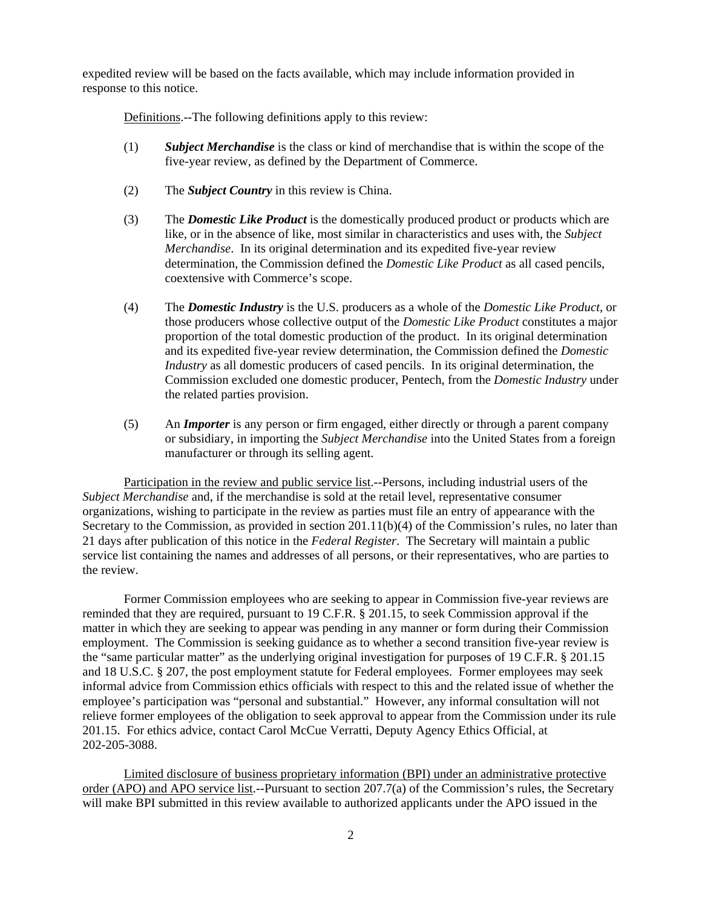expedited review will be based on the facts available, which may include information provided in response to this notice.

Definitions.--The following definitions apply to this review:

(1) ***Subject Merchandise*** is the class or kind of merchandise that is within the scope of the five-year review, as defined by the Department of Commerce.

(2) The ***Subject Country*** in this review is China.

(3) The ***Domestic Like Product*** is the domestically produced product or products which are like, or in the absence of like, most similar in characteristics and uses with, the *Subject Merchandise*. In its original determination and its expedited five-year review determination, the Commission defined the *Domestic Like Product* as all cased pencils, coextensive with Commerce's scope.

(4) The ***Domestic Industry*** is the U.S. producers as a whole of the *Domestic Like Product*, or those producers whose collective output of the *Domestic Like Product* constitutes a major proportion of the total domestic production of the product. In its original determination and its expedited five-year review determination, the Commission defined the *Domestic Industry* as all domestic producers of cased pencils. In its original determination, the Commission excluded one domestic producer, Pentech, from the *Domestic Industry* under the related parties provision.

(5) An ***Importer*** is any person or firm engaged, either directly or through a parent company or subsidiary, in importing the *Subject Merchandise* into the United States from a foreign manufacturer or through its selling agent.

Participation in the review and public service list.--Persons, including industrial users of the *Subject Merchandise* and, if the merchandise is sold at the retail level, representative consumer organizations, wishing to participate in the review as parties must file an entry of appearance with the Secretary to the Commission, as provided in section 201.11(b)(4) of the Commission's rules, no later than 21 days after publication of this notice in the *Federal Register*. The Secretary will maintain a public service list containing the names and addresses of all persons, or their representatives, who are parties to the review.

Former Commission employees who are seeking to appear in Commission five-year reviews are reminded that they are required, pursuant to 19 C.F.R. § 201.15, to seek Commission approval if the matter in which they are seeking to appear was pending in any manner or form during their Commission employment. The Commission is seeking guidance as to whether a second transition five-year review is the "same particular matter" as the underlying original investigation for purposes of 19 C.F.R. § 201.15 and 18 U.S.C. § 207, the post employment statute for Federal employees. Former employees may seek informal advice from Commission ethics officials with respect to this and the related issue of whether the employee's participation was "personal and substantial." However, any informal consultation will not relieve former employees of the obligation to seek approval to appear from the Commission under its rule 201.15. For ethics advice, contact Carol McCue Verratti, Deputy Agency Ethics Official, at 202-205-3088.

Limited disclosure of business proprietary information (BPI) under an administrative protective order (APO) and APO service list.--Pursuant to section 207.7(a) of the Commission's rules, the Secretary will make BPI submitted in this review available to authorized applicants under the APO issued in the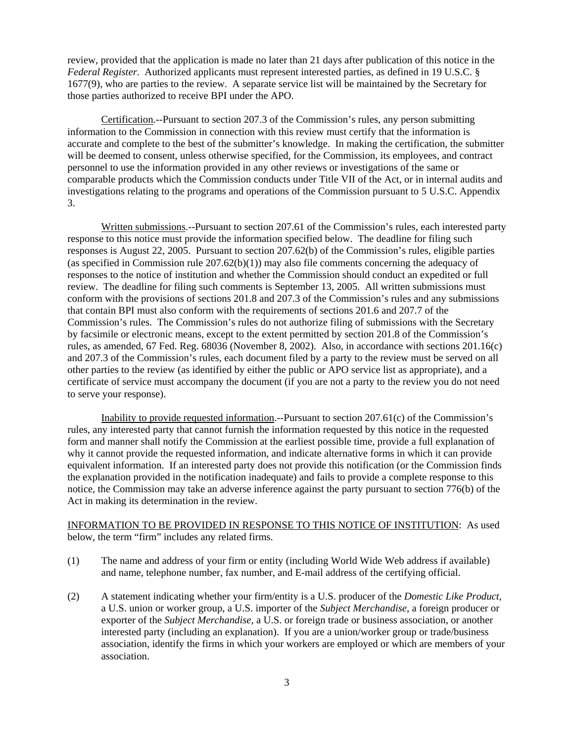review, provided that the application is made no later than 21 days after publication of this notice in the *Federal Register*. Authorized applicants must represent interested parties, as defined in 19 U.S.C. § 1677(9), who are parties to the review. A separate service list will be maintained by the Secretary for those parties authorized to receive BPI under the APO.

Certification.--Pursuant to section 207.3 of the Commission's rules, any person submitting information to the Commission in connection with this review must certify that the information is accurate and complete to the best of the submitter's knowledge. In making the certification, the submitter will be deemed to consent, unless otherwise specified, for the Commission, its employees, and contract personnel to use the information provided in any other reviews or investigations of the same or comparable products which the Commission conducts under Title VII of the Act, or in internal audits and investigations relating to the programs and operations of the Commission pursuant to 5 U.S.C. Appendix 3.

Written submissions.--Pursuant to section 207.61 of the Commission's rules, each interested party response to this notice must provide the information specified below. The deadline for filing such responses is August 22, 2005. Pursuant to section 207.62(b) of the Commission's rules, eligible parties (as specified in Commission rule 207.62(b)(1)) may also file comments concerning the adequacy of responses to the notice of institution and whether the Commission should conduct an expedited or full review. The deadline for filing such comments is September 13, 2005. All written submissions must conform with the provisions of sections 201.8 and 207.3 of the Commission's rules and any submissions that contain BPI must also conform with the requirements of sections 201.6 and 207.7 of the Commission's rules. The Commission's rules do not authorize filing of submissions with the Secretary by facsimile or electronic means, except to the extent permitted by section 201.8 of the Commission's rules, as amended, 67 Fed. Reg. 68036 (November 8, 2002). Also, in accordance with sections 201.16(c) and 207.3 of the Commission's rules, each document filed by a party to the review must be served on all other parties to the review (as identified by either the public or APO service list as appropriate), and a certificate of service must accompany the document (if you are not a party to the review you do not need to serve your response).

Inability to provide requested information.--Pursuant to section 207.61(c) of the Commission's rules, any interested party that cannot furnish the information requested by this notice in the requested form and manner shall notify the Commission at the earliest possible time, provide a full explanation of why it cannot provide the requested information, and indicate alternative forms in which it can provide equivalent information. If an interested party does not provide this notification (or the Commission finds the explanation provided in the notification inadequate) and fails to provide a complete response to this notice, the Commission may take an adverse inference against the party pursuant to section 776(b) of the Act in making its determination in the review.

INFORMATION TO BE PROVIDED IN RESPONSE TO THIS NOTICE OF INSTITUTION: As used below, the term "firm" includes any related firms.

(1) The name and address of your firm or entity (including World Wide Web address if available) and name, telephone number, fax number, and E-mail address of the certifying official.

(2) A statement indicating whether your firm/entity is a U.S. producer of the *Domestic Like Product*, a U.S. union or worker group, a U.S. importer of the *Subject Merchandise*, a foreign producer or exporter of the *Subject Merchandise*, a U.S. or foreign trade or business association, or another interested party (including an explanation). If you are a union/worker group or trade/business association, identify the firms in which your workers are employed or which are members of your association.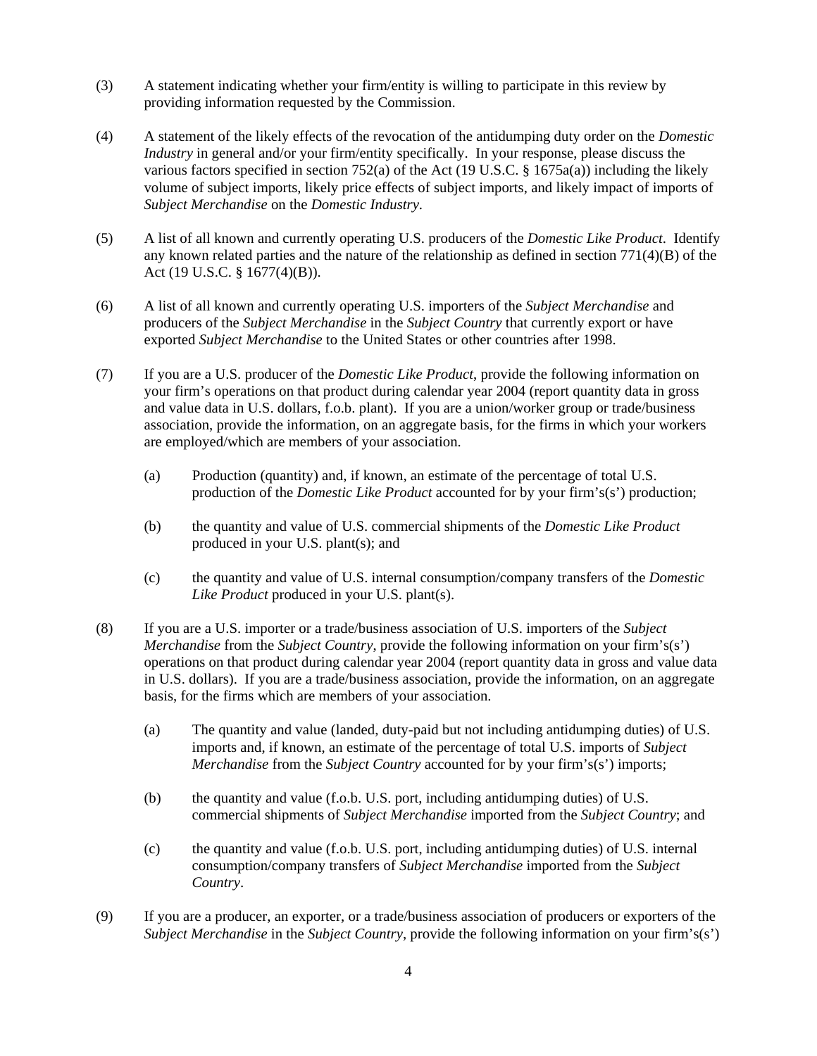(3) A statement indicating whether your firm/entity is willing to participate in this review by providing information requested by the Commission.

(4) A statement of the likely effects of the revocation of the antidumping duty order on the *Domestic Industry* in general and/or your firm/entity specifically. In your response, please discuss the various factors specified in section 752(a) of the Act (19 U.S.C. § 1675a(a)) including the likely volume of subject imports, likely price effects of subject imports, and likely impact of imports of *Subject Merchandise* on the *Domestic Industry*.

(5) A list of all known and currently operating U.S. producers of the *Domestic Like Product*. Identify any known related parties and the nature of the relationship as defined in section 771(4)(B) of the Act (19 U.S.C. § 1677(4)(B)).

(6) A list of all known and currently operating U.S. importers of the *Subject Merchandise* and producers of the *Subject Merchandise* in the *Subject Country* that currently export or have exported *Subject Merchandise* to the United States or other countries after 1998.

(7) If you are a U.S. producer of the *Domestic Like Product*, provide the following information on your firm's operations on that product during calendar year 2004 (report quantity data in gross and value data in U.S. dollars, f.o.b. plant). If you are a union/worker group or trade/business association, provide the information, on an aggregate basis, for the firms in which your workers are employed/which are members of your association.

   (a) Production (quantity) and, if known, an estimate of the percentage of total U.S. production of the *Domestic Like Product* accounted for by your firm's(s') production;

   (b) the quantity and value of U.S. commercial shipments of the *Domestic Like Product* produced in your U.S. plant(s); and

   (c) the quantity and value of U.S. internal consumption/company transfers of the *Domestic Like Product* produced in your U.S. plant(s).

(8) If you are a U.S. importer or a trade/business association of U.S. importers of the *Subject Merchandise* from the *Subject Country*, provide the following information on your firm's(s') operations on that product during calendar year 2004 (report quantity data in gross and value data in U.S. dollars). If you are a trade/business association, provide the information, on an aggregate basis, for the firms which are members of your association.

   (a) The quantity and value (landed, duty-paid but not including antidumping duties) of U.S. imports and, if known, an estimate of the percentage of total U.S. imports of *Subject Merchandise* from the *Subject Country* accounted for by your firm's(s') imports;

   (b) the quantity and value (f.o.b. U.S. port, including antidumping duties) of U.S. commercial shipments of *Subject Merchandise* imported from the *Subject Country*; and

   (c) the quantity and value (f.o.b. U.S. port, including antidumping duties) of U.S. internal consumption/company transfers of *Subject Merchandise* imported from the *Subject Country*.

(9) If you are a producer, an exporter, or a trade/business association of producers or exporters of the *Subject Merchandise* in the *Subject Country*, provide the following information on your firm's(s')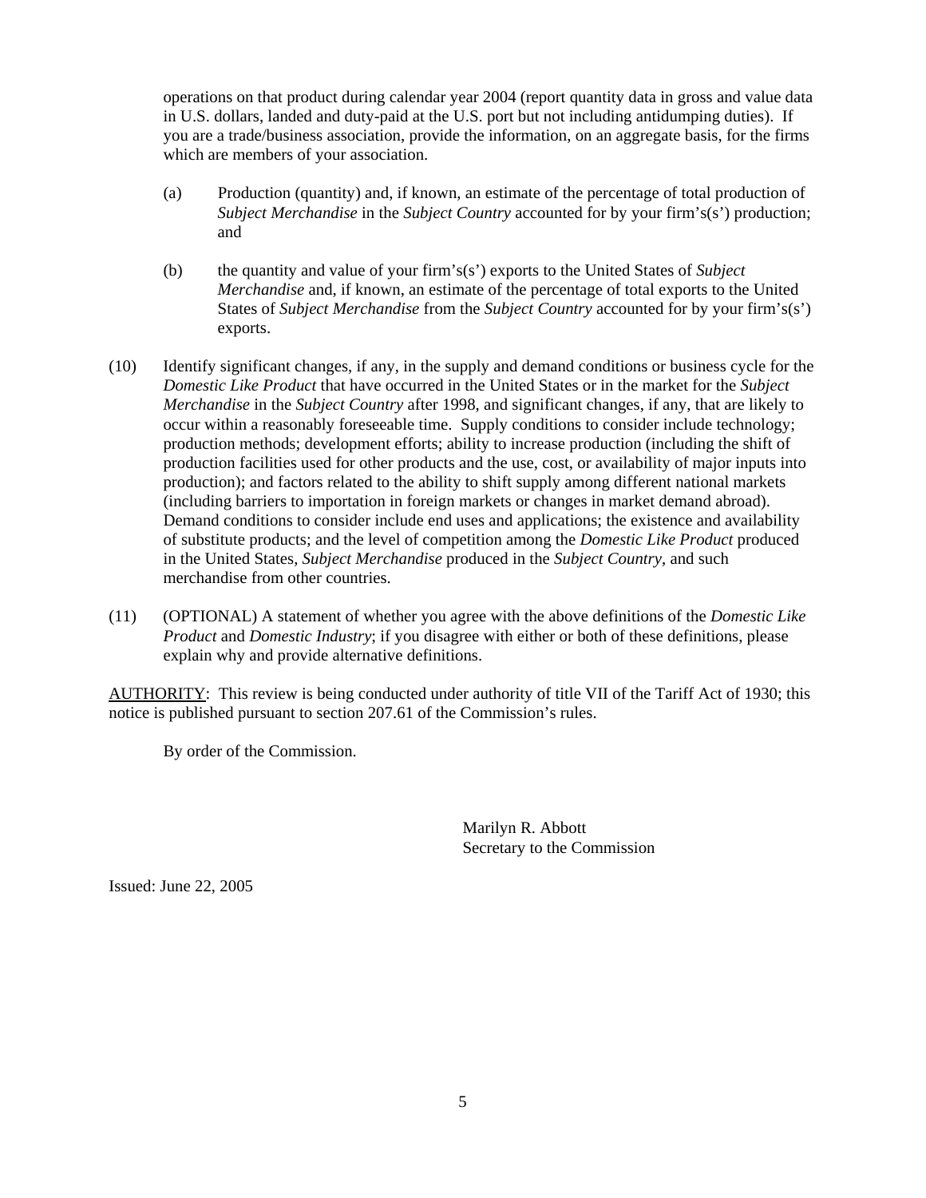operations on that product during calendar year 2004 (report quantity data in gross and value data in U.S. dollars, landed and duty-paid at the U.S. port but not including antidumping duties). If you are a trade/business association, provide the information, on an aggregate basis, for the firms which are members of your association.

(a) Production (quantity) and, if known, an estimate of the percentage of total production of *Subject Merchandise* in the *Subject Country* accounted for by your firm's(s') production; and

(b) the quantity and value of your firm's(s') exports to the United States of *Subject Merchandise* and, if known, an estimate of the percentage of total exports to the United States of *Subject Merchandise* from the *Subject Country* accounted for by your firm's(s') exports.

(10) Identify significant changes, if any, in the supply and demand conditions or business cycle for the *Domestic Like Product* that have occurred in the United States or in the market for the *Subject Merchandise* in the *Subject Country* after 1998, and significant changes, if any, that are likely to occur within a reasonably foreseeable time. Supply conditions to consider include technology; production methods; development efforts; ability to increase production (including the shift of production facilities used for other products and the use, cost, or availability of major inputs into production); and factors related to the ability to shift supply among different national markets (including barriers to importation in foreign markets or changes in market demand abroad). Demand conditions to consider include end uses and applications; the existence and availability of substitute products; and the level of competition among the *Domestic Like Product* produced in the United States, *Subject Merchandise* produced in the *Subject Country*, and such merchandise from other countries.

(11) (OPTIONAL) A statement of whether you agree with the above definitions of the *Domestic Like Product* and *Domestic Industry*; if you disagree with either or both of these definitions, please explain why and provide alternative definitions.

AUTHORITY: This review is being conducted under authority of title VII of the Tariff Act of 1930; this notice is published pursuant to section 207.61 of the Commission's rules.

By order of the Commission.

Marilyn R. Abbott
Secretary to the Commission

Issued: June 22, 2005